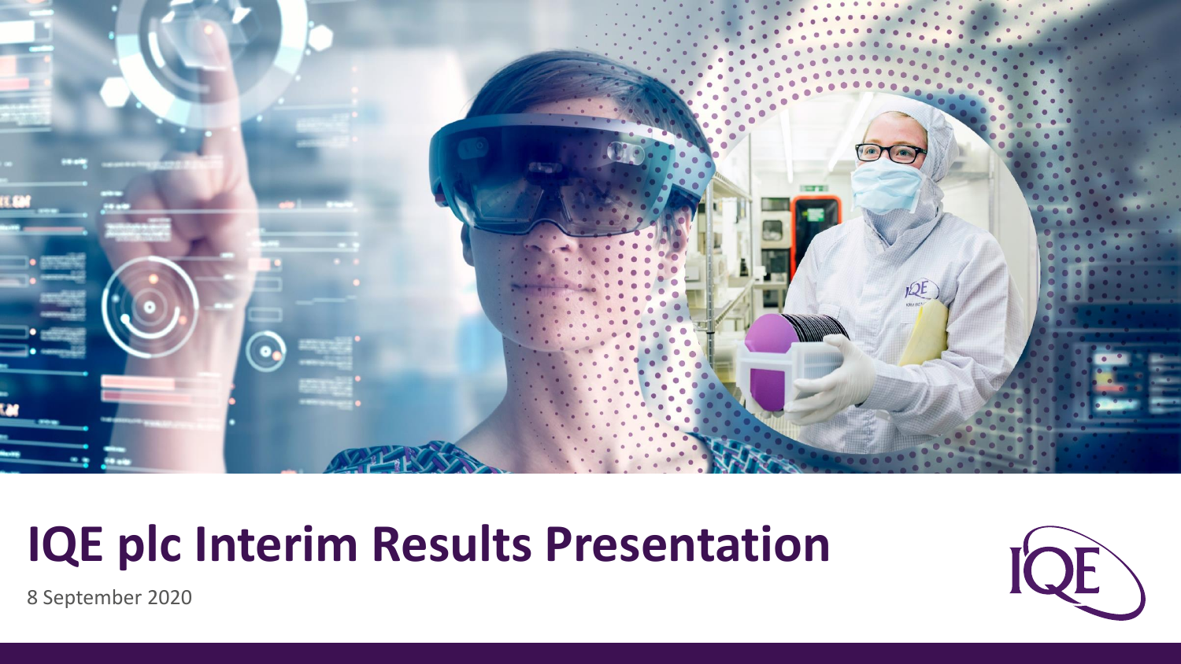# IQE plc Interim Results Presentation

8 September 2020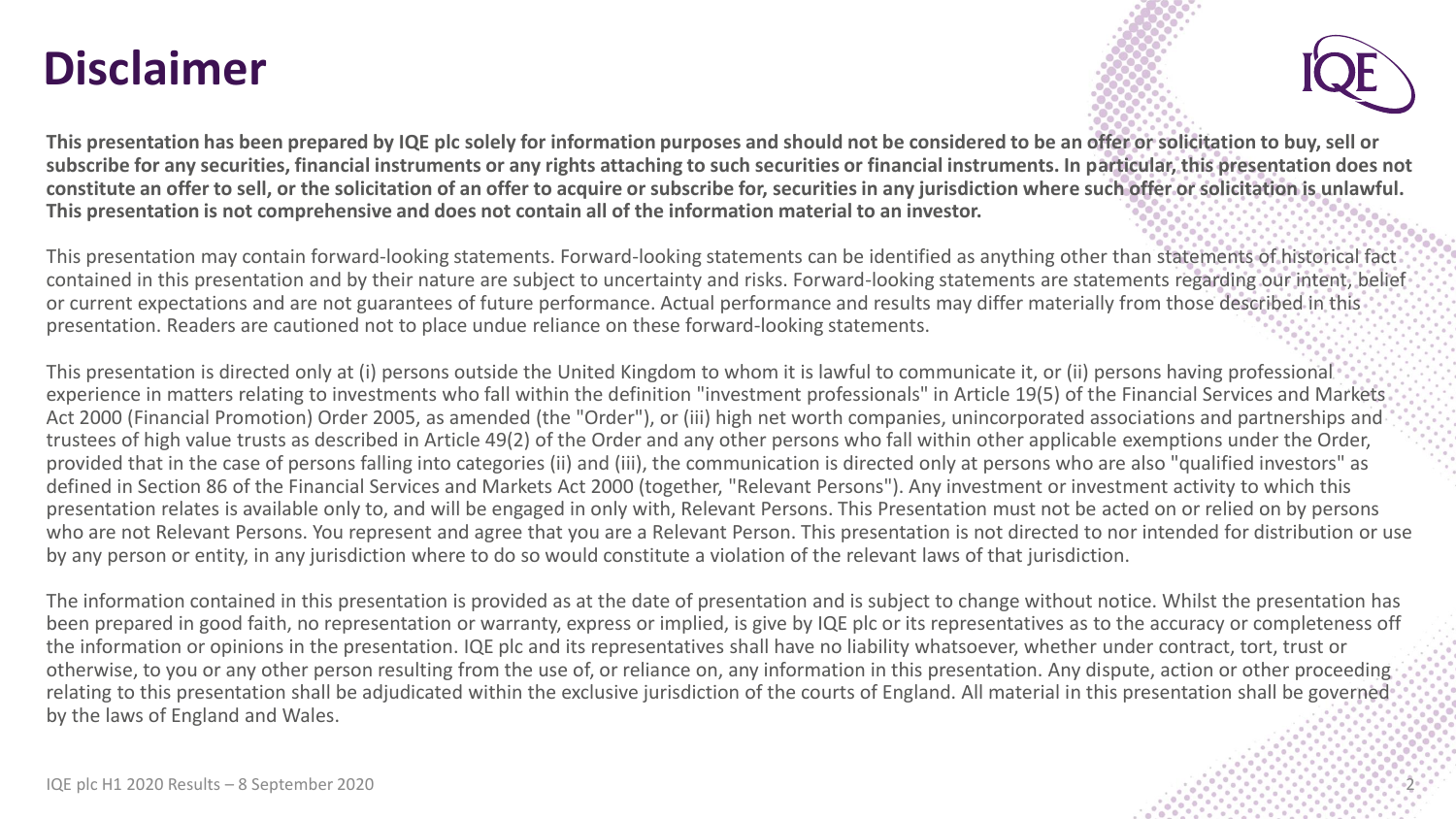# Disclaimer

**This presentation has been prepared by IQE plc solely for information purposes and should not be considered to be an offer or solicitation to buy, sell or subscribe for any securities, financial instruments or any rights attaching to such securities or financial instruments. In particular, this presentation does not constitute an offer to sell, or the solicitation of an offer to acquire or subscribe for, securities in any jurisdiction where such offer or solicitation is unlawful. This presentation is not comprehensive and does not contain all of the information material to an investor.**

This presentation may contain forward-looking statements. Forward-looking statements can be identified as anything other than statements of historical fact contained in this presentation and by their nature are subject to uncertainty and risks. Forward-looking statements are statements regarding our intent, belief or current expectations and are not guarantees of future performance. Actual performance and results may differ materially from those described in this presentation. Readers are cautioned not to place undue reliance on these forward-looking statements.

This presentation is directed only at (i) persons outside the United Kingdom to whom it is lawful to communicate it, or (ii) persons having professional experience in matters relating to investments who fall within the definition "investment professionals" in Article 19(5) of the Financial Services and Markets Act 2000 (Financial Promotion) Order 2005, as amended (the "Order"), or (iii) high net worth companies, unincorporated associations and partnerships and trustees of high value trusts as described in Article 49(2) of the Order and any other persons who fall within other applicable exemptions under the Order, provided that in the case of persons falling into categories (ii) and (iii), the communication is directed only at persons who are also "qualified investors" as defined in Section 86 of the Financial Services and Markets Act 2000 (together, "Relevant Persons"). Any investment or investment activity to which this presentation relates is available only to, and will be engaged in only with, Relevant Persons. This Presentation must not be acted on or relied on by persons who are not Relevant Persons. You represent and agree that you are a Relevant Person. This presentation is not directed to nor intended for distribution or use by any person or entity, in any jurisdiction where to do so would constitute a violation of the relevant laws of that jurisdiction.

The information contained in this presentation is provided as at the date of presentation and is subject to change without notice. Whilst the presentation has been prepared in good faith, no representation or warranty, express or implied, is give by IQE plc or its representatives as to the accuracy or completeness off the information or opinions in the presentation. IQE plc and its representatives shall have no liability whatsoever, whether under contract, tort, trust or otherwise, to you or any other person resulting from the use of, or reliance on, any information in this presentation. Any dispute, action or other proceeding relating to this presentation shall be adjudicated within the exclusive jurisdiction of the courts of England. All material in this presentation shall be governed by the laws of England and Wales.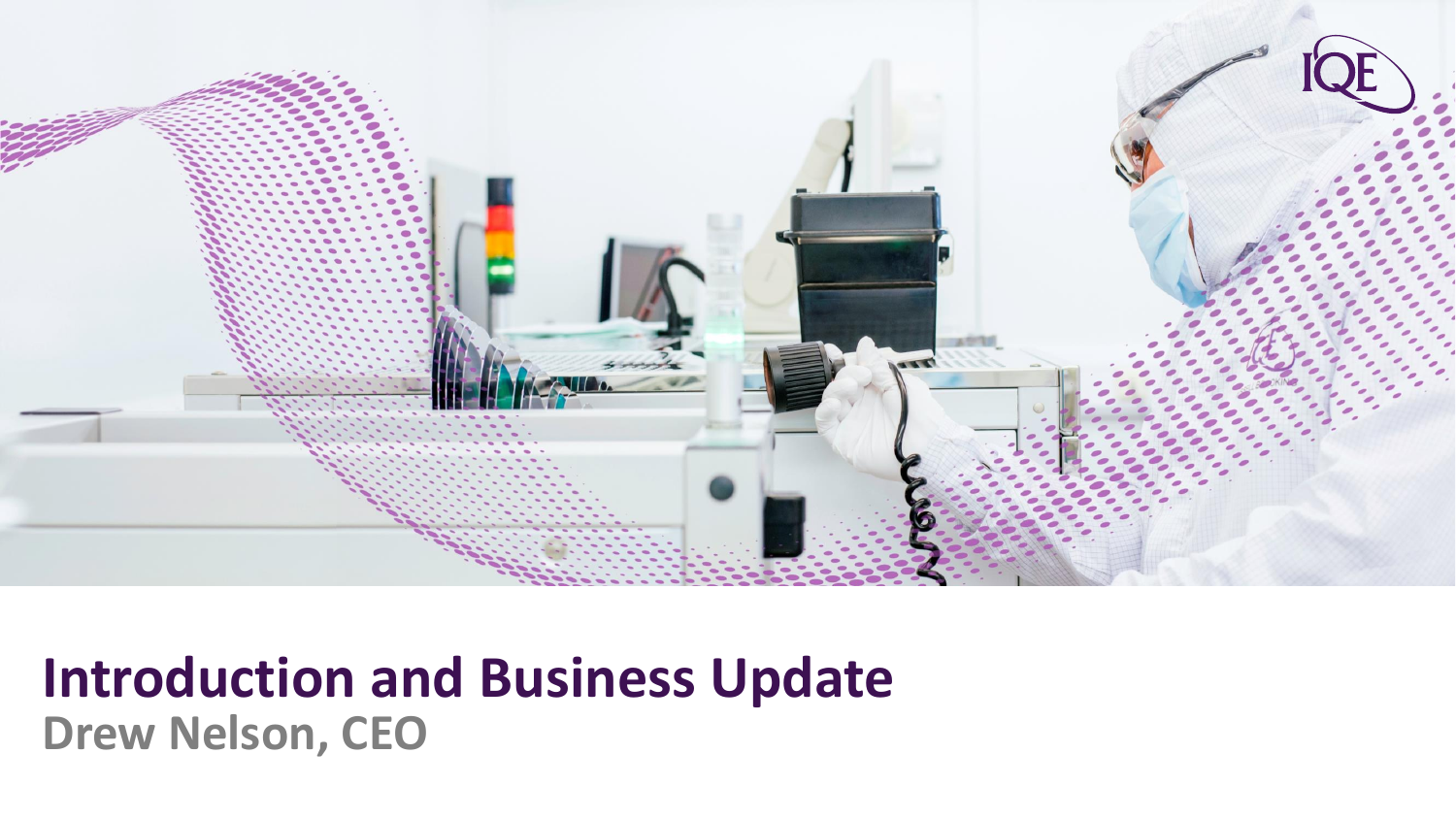# Introduction and Business Update

**Drew Nelson, CEO**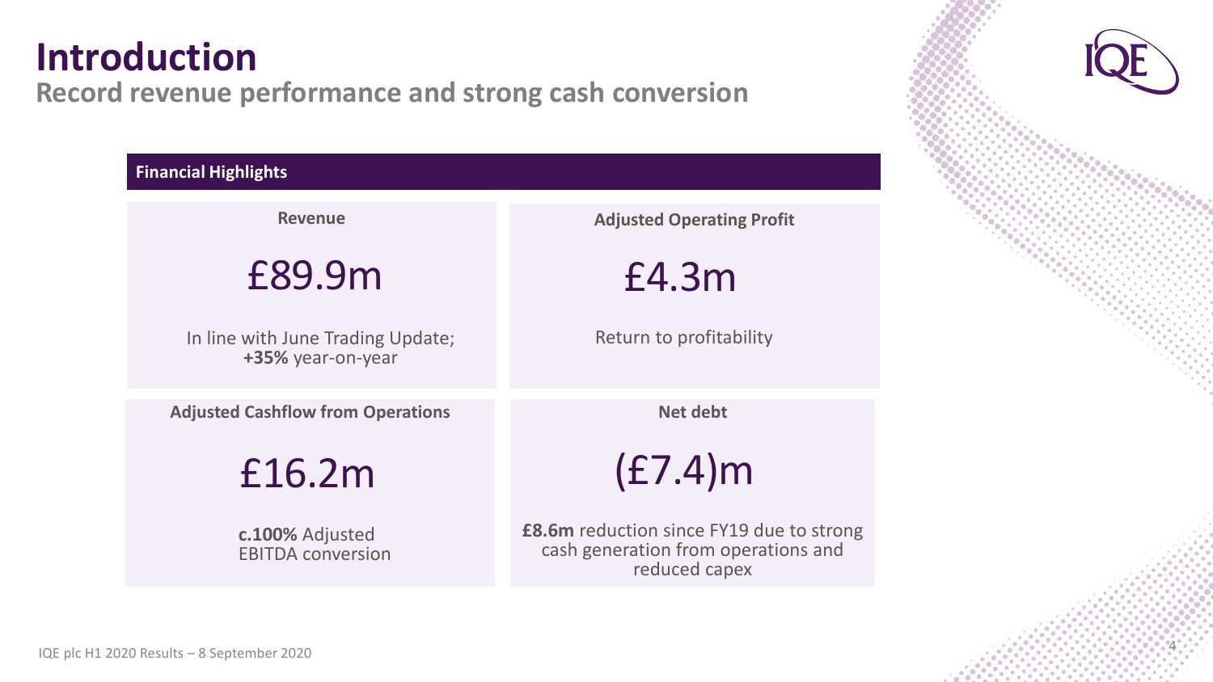# Introduction

## Record revenue performance and strong cash conversion

### Financial Highlights

| Revenue | Adjusted Operating Profit |
|---|---|
| £89.9m | £4.3m |
| In line with June Trading Update; **+35%** year-on-year | Return to profitability |

| Adjusted Cashflow from Operations | Net debt |
|---|---|
| £16.2m | (£7.4)m |
| **c.100%** Adjusted EBITDA conversion | **£8.6m** reduction since FY19 due to strong cash generation from operations and reduced capex |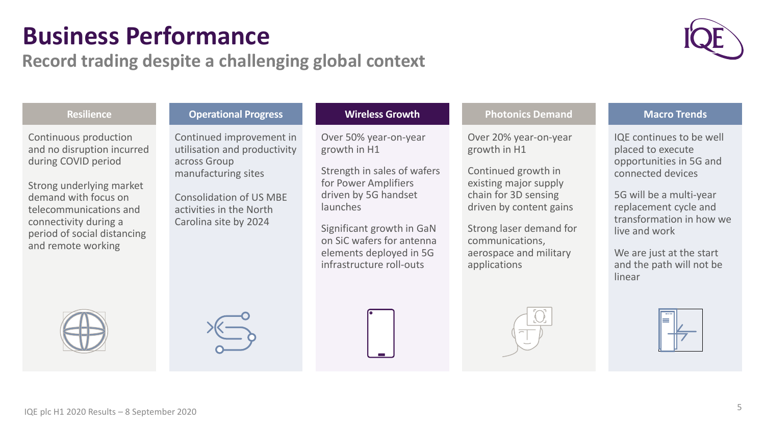# Business Performance

## Record trading despite a challenging global context

### Resilience

Continuous production and no disruption incurred during COVID period

Strong underlying market demand with focus on telecommunications and connectivity during a period of social distancing and remote working

### Operational Progress

Continued improvement in utilisation and productivity across Group manufacturing sites

Consolidation of US MBE activities in the North Carolina site by 2024

### Wireless Growth

Over 50% year-on-year growth in H1

Strength in sales of wafers for Power Amplifiers driven by 5G handset launches

Significant growth in GaN on SiC wafers for antenna elements deployed in 5G infrastructure roll-outs

### Photonics Demand

Over 20% year-on-year growth in H1

Continued growth in existing major supply chain for 3D sensing driven by content gains

Strong laser demand for communications, aerospace and military applications

### Macro Trends

IQE continues to be well placed to execute opportunities in 5G and connected devices

5G will be a multi-year replacement cycle and transformation in how we live and work

We are just at the start and the path will not be linear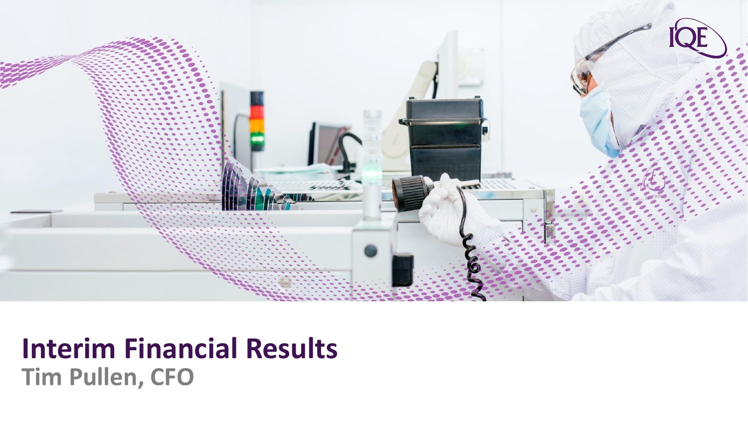# Interim Financial Results

**Tim Pullen, CFO**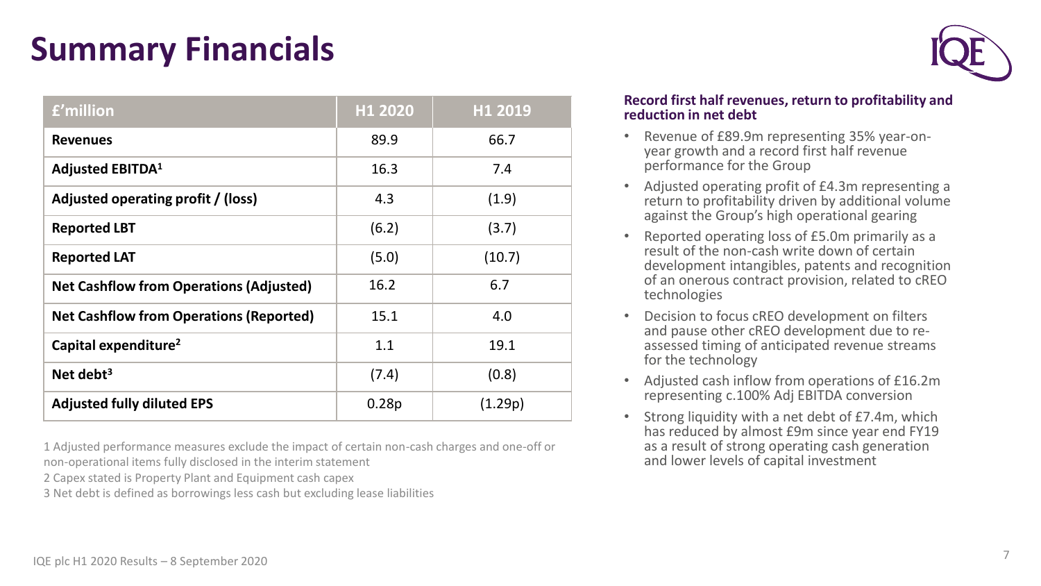# Summary Financials

| £'million | H1 2020 | H1 2019 |
|---|---|---|
| **Revenues** | 89.9 | 66.7 |
| **Adjusted EBITDA[1]** | 16.3 | 7.4 |
| **Adjusted operating profit / (loss)** | 4.3 | (1.9) |
| **Reported LBT** | (6.2) | (3.7) |
| **Reported LAT** | (5.0) | (10.7) |
| **Net Cashflow from Operations (Adjusted)** | 16.2 | 6.7 |
| **Net Cashflow from Operations (Reported)** | 15.1 | 4.0 |
| **Capital expenditure[2]** | 1.1 | 19.1 |
| **Net debt[3]** | (7.4) | (0.8) |
| **Adjusted fully diluted EPS** | 0.28p | (1.29p) |

1 Adjusted performance measures exclude the impact of certain non-cash charges and one-off or non-operational items fully disclosed in the interim statement

2 Capex stated is Property Plant and Equipment cash capex

3 Net debt is defined as borrowings less cash but excluding lease liabilities

**Record first half revenues, return to profitability and reduction in net debt**

- Revenue of £89.9m representing 35% year-on-year growth and a record first half revenue performance for the Group
- Adjusted operating profit of £4.3m representing a return to profitability driven by additional volume against the Group's high operational gearing
- Reported operating loss of £5.0m primarily as a result of the non-cash write down of certain development intangibles, patents and recognition of an onerous contract provision, related to cREO technologies
- Decision to focus cREO development on filters and pause other cREO development due to re-assessed timing of anticipated revenue streams for the technology
- Adjusted cash inflow from operations of £16.2m representing c.100% Adj EBITDA conversion
- Strong liquidity with a net debt of £7.4m, which has reduced by almost £9m since year end FY19 as a result of strong operating cash generation and lower levels of capital investment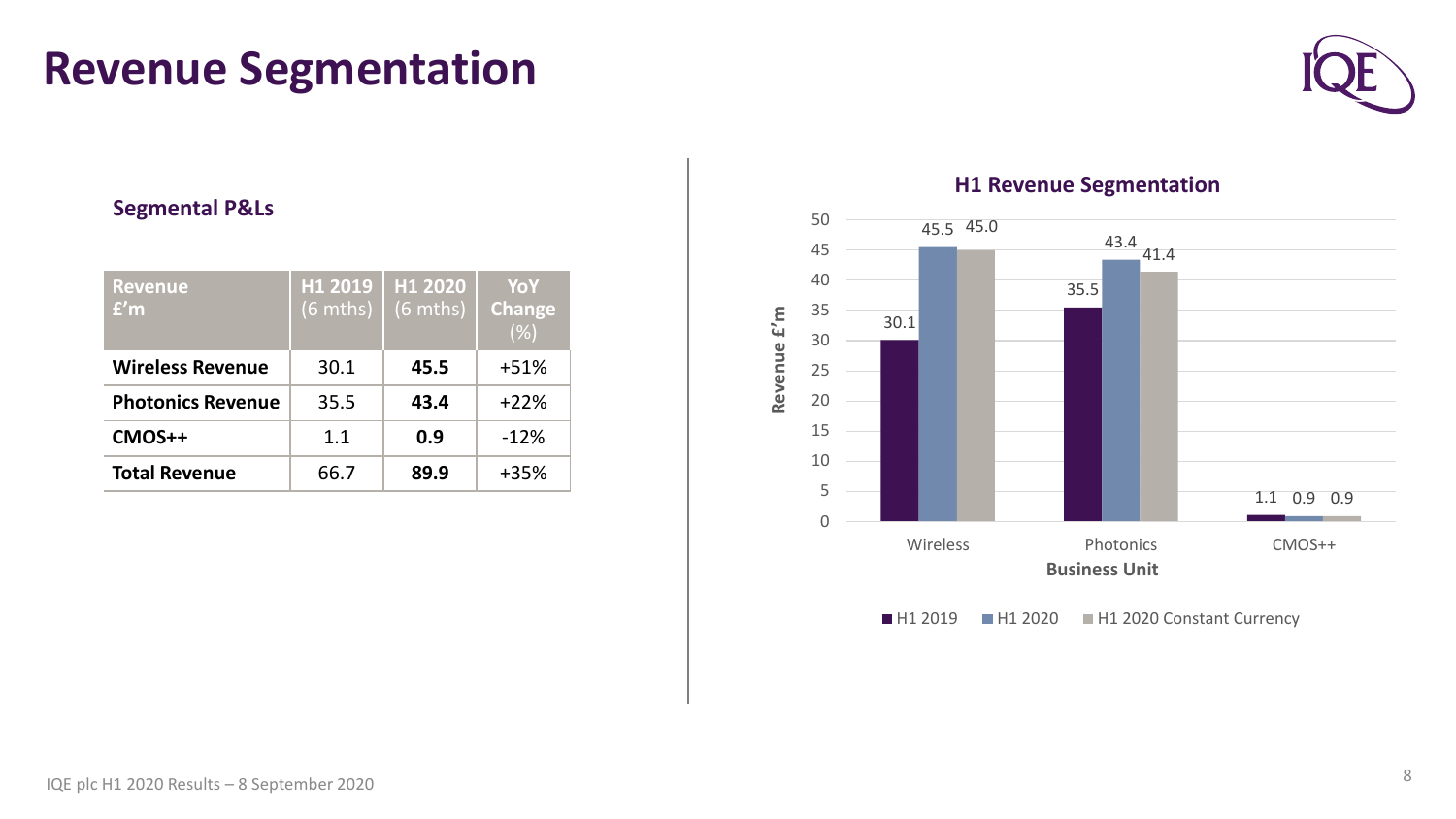# Revenue Segmentation

### Segmental P&Ls

| Revenue £'m | H1 2019 (6 mths) | H1 2020 (6 mths) | YoY Change (%) |
|---|---|---|---|
| **Wireless Revenue** | 30.1 | **45.5** | +51% |
| **Photonics Revenue** | 35.5 | **43.4** | +22% |
| **CMOS++** | 1.1 | **0.9** | -12% |
| **Total Revenue** | 66.7 | **89.9** | +35% |

### H1 Revenue Segmentation

| Business Unit | H1 2019 | H1 2020 | H1 2020 Constant Currency |
|---|---|---|---|
| Wireless | 30.1 | 45.5 | 45.0 |
| Photonics | 35.5 | 43.4 | 41.4 |
| CMOS++ | 1.1 | 0.9 | 0.9 |

Revenue £'m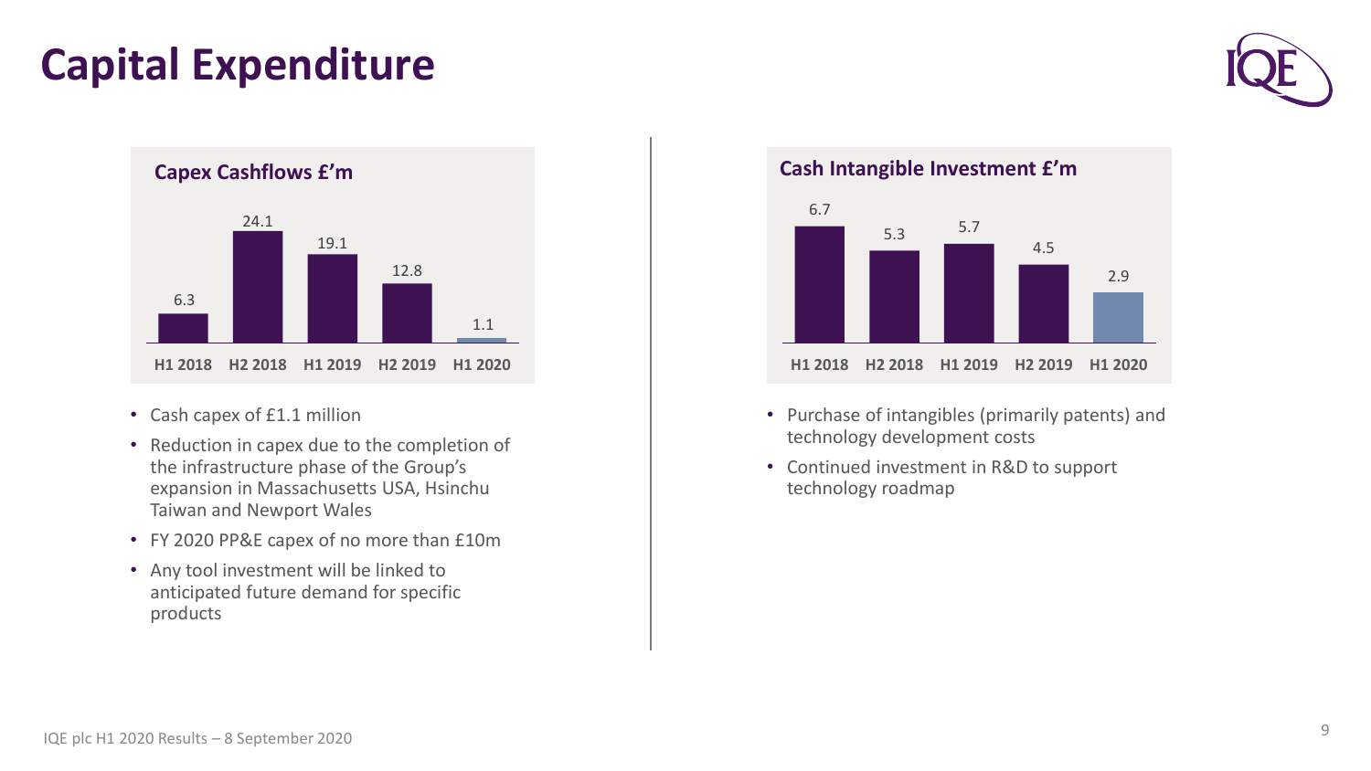# Capital Expenditure

### Capex Cashflows £'m

| H1 2018 | H2 2018 | H1 2019 | H2 2019 | H1 2020 |
|---|---|---|---|---|
| 6.3 | 24.1 | 19.1 | 12.8 | 1.1 |

- Cash capex of £1.1 million
- Reduction in capex due to the completion of the infrastructure phase of the Group's expansion in Massachusetts USA, Hsinchu Taiwan and Newport Wales
- FY 2020 PP&E capex of no more than £10m
- Any tool investment will be linked to anticipated future demand for specific products

### Cash Intangible Investment £'m

| H1 2018 | H2 2018 | H1 2019 | H2 2019 | H1 2020 |
|---|---|---|---|---|
| 6.7 | 5.3 | 5.7 | 4.5 | 2.9 |

- Purchase of intangibles (primarily patents) and technology development costs
- Continued investment in R&D to support technology roadmap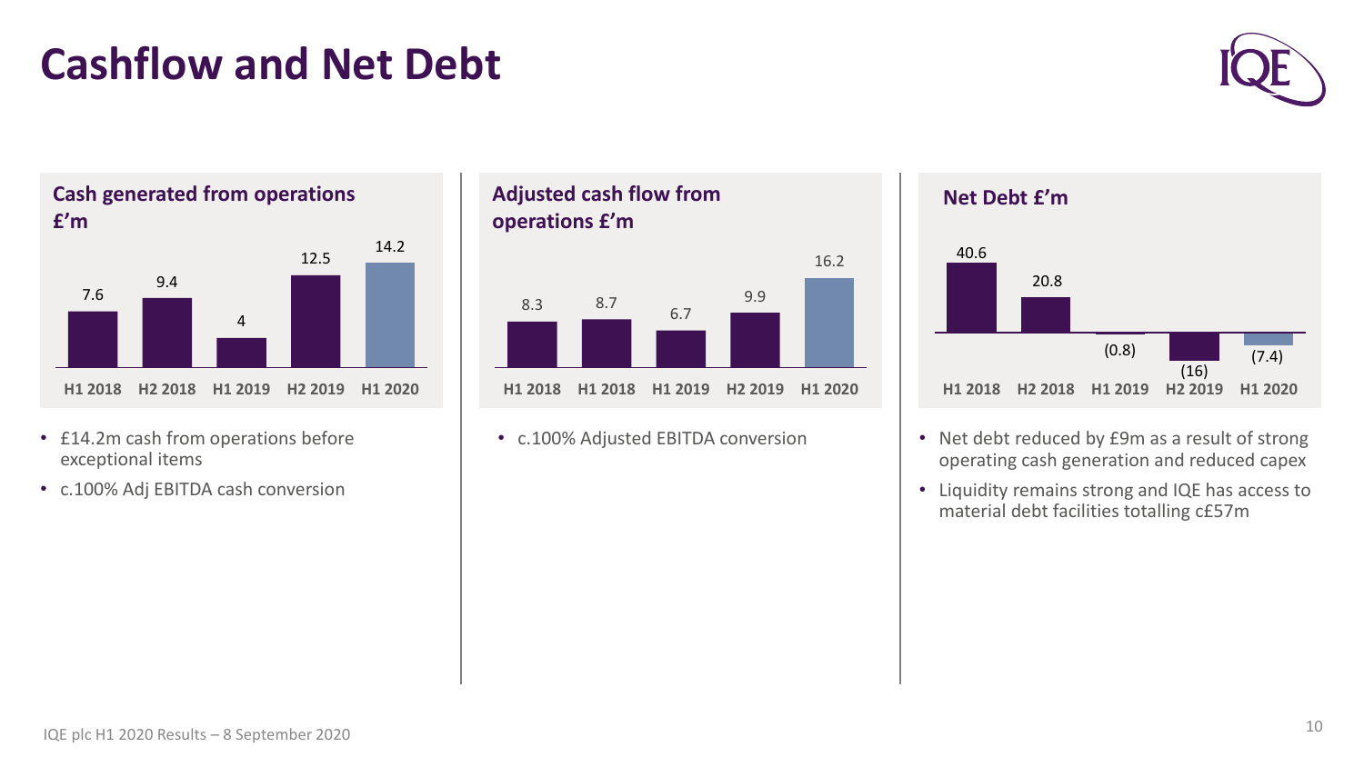# Cashflow and Net Debt

## Cash generated from operations £'m

| H1 2018 | H2 2018 | H1 2019 | H2 2019 | H1 2020 |
|---|---|---|---|---|
| 7.6 | 9.4 | 4 | 12.5 | 14.2 |

- £14.2m cash from operations before exceptional items
- c.100% Adj EBITDA cash conversion

## Adjusted cash flow from operations £'m

| H1 2018 | H1 2018 | H1 2019 | H2 2019 | H1 2020 |
|---|---|---|---|---|
| 8.3 | 8.7 | 6.7 | 9.9 | 16.2 |

- c.100% Adjusted EBITDA conversion

## Net Debt £'m

| H1 2018 | H2 2018 | H1 2019 | H2 2019 | H1 2020 |
|---|---|---|---|---|
| 40.6 | 20.8 | (0.8) | (16) | (7.4) |

- Net debt reduced by £9m as a result of strong operating cash generation and reduced capex
- Liquidity remains strong and IQE has access to material debt facilities totalling c£57m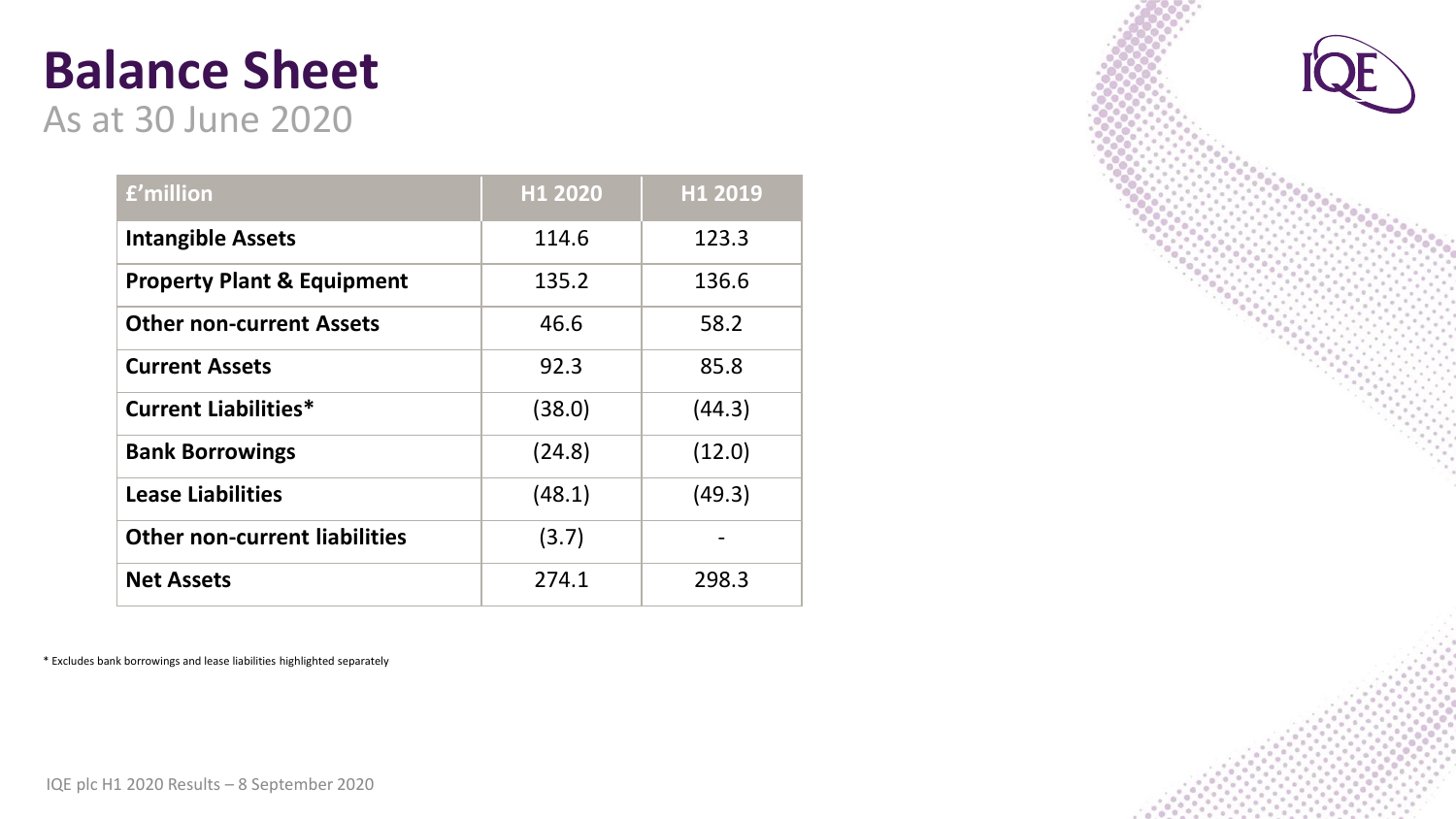# Balance Sheet

As at 30 June 2020

| £'million | H1 2020 | H1 2019 |
| --- | --- | --- |
| **Intangible Assets** | 114.6 | 123.3 |
| **Property Plant & Equipment** | 135.2 | 136.6 |
| **Other non-current Assets** | 46.6 | 58.2 |
| **Current Assets** | 92.3 | 85.8 |
| **Current Liabilities*** | (38.0) | (44.3) |
| **Bank Borrowings** | (24.8) | (12.0) |
| **Lease Liabilities** | (48.1) | (49.3) |
| **Other non-current liabilities** | (3.7) | - |
| **Net Assets** | 274.1 | 298.3 |

* Excludes bank borrowings and lease liabilities highlighted separately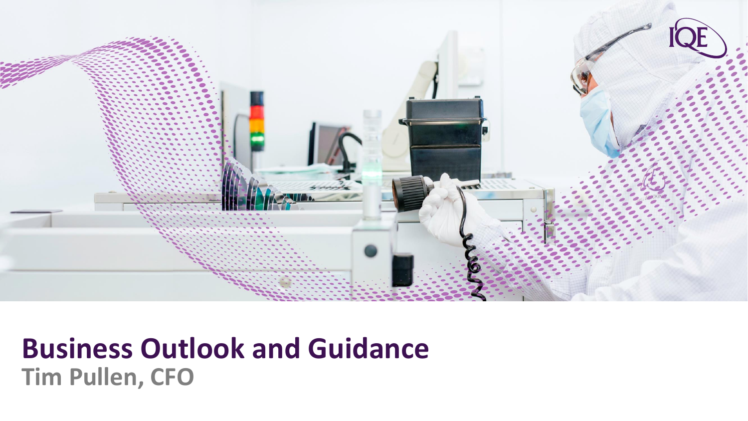# Business Outlook and Guidance

**Tim Pullen, CFO**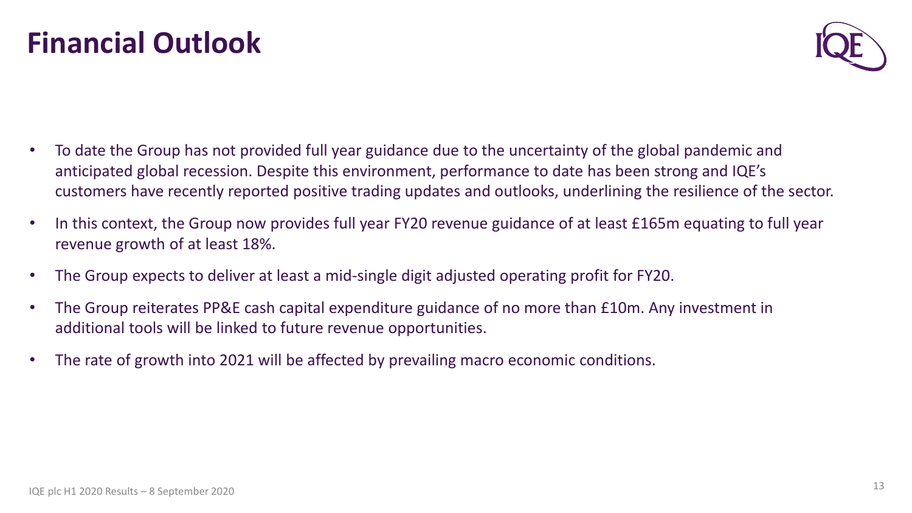# Financial Outlook

- To date the Group has not provided full year guidance due to the uncertainty of the global pandemic and anticipated global recession. Despite this environment, performance to date has been strong and IQE's customers have recently reported positive trading updates and outlooks, underlining the resilience of the sector.
- In this context, the Group now provides full year FY20 revenue guidance of at least £165m equating to full year revenue growth of at least 18%.
- The Group expects to deliver at least a mid-single digit adjusted operating profit for FY20.
- The Group reiterates PP&E cash capital expenditure guidance of no more than £10m. Any investment in additional tools will be linked to future revenue opportunities.
- The rate of growth into 2021 will be affected by prevailing macro economic conditions.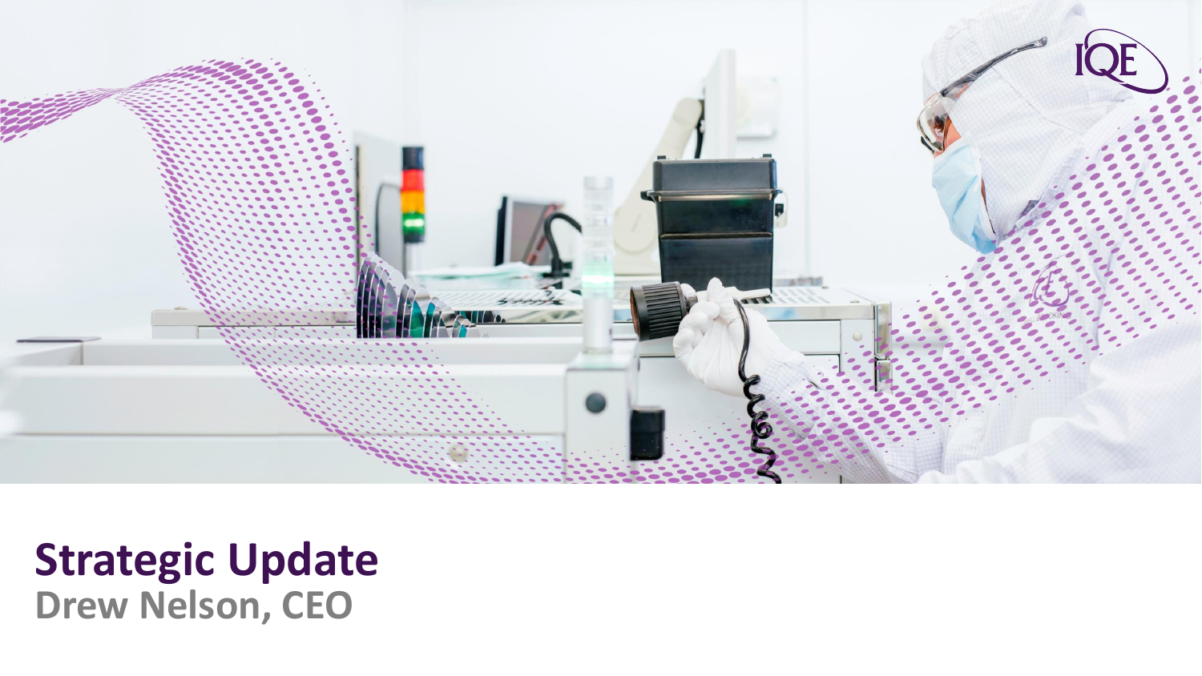# Strategic Update

**Drew Nelson, CEO**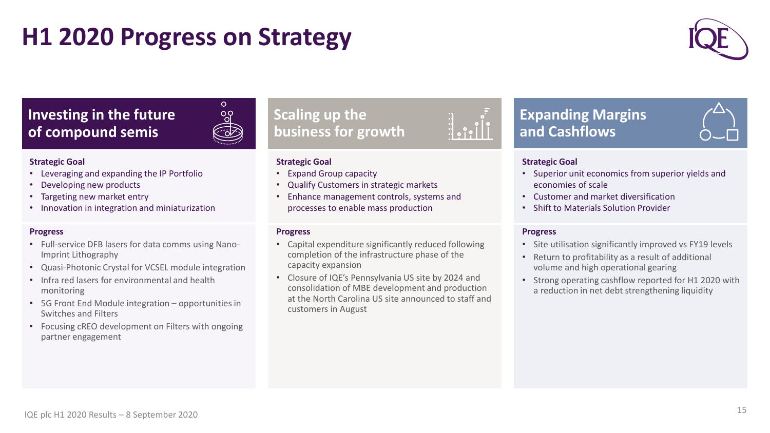# H1 2020 Progress on Strategy

## Investing in the future of compound semis

**Strategic Goal**

- Leveraging and expanding the IP Portfolio
- Developing new products
- Targeting new market entry
- Innovation in integration and miniaturization

**Progress**

- Full-service DFB lasers for data comms using Nano-Imprint Lithography
- Quasi-Photonic Crystal for VCSEL module integration
- Infra red lasers for environmental and health monitoring
- 5G Front End Module integration – opportunities in Switches and Filters
- Focusing cREO development on Filters with ongoing partner engagement

## Scaling up the business for growth

**Strategic Goal**

- Expand Group capacity
- Qualify Customers in strategic markets
- Enhance management controls, systems and processes to enable mass production

**Progress**

- Capital expenditure significantly reduced following completion of the infrastructure phase of the capacity expansion
- Closure of IQE's Pennsylvania US site by 2024 and consolidation of MBE development and production at the North Carolina US site announced to staff and customers in August

## Expanding Margins and Cashflows

**Strategic Goal**

- Superior unit economics from superior yields and economies of scale
- Customer and market diversification
- Shift to Materials Solution Provider

**Progress**

- Site utilisation significantly improved vs FY19 levels
- Return to profitability as a result of additional volume and high operational gearing
- Strong operating cashflow reported for H1 2020 with a reduction in net debt strengthening liquidity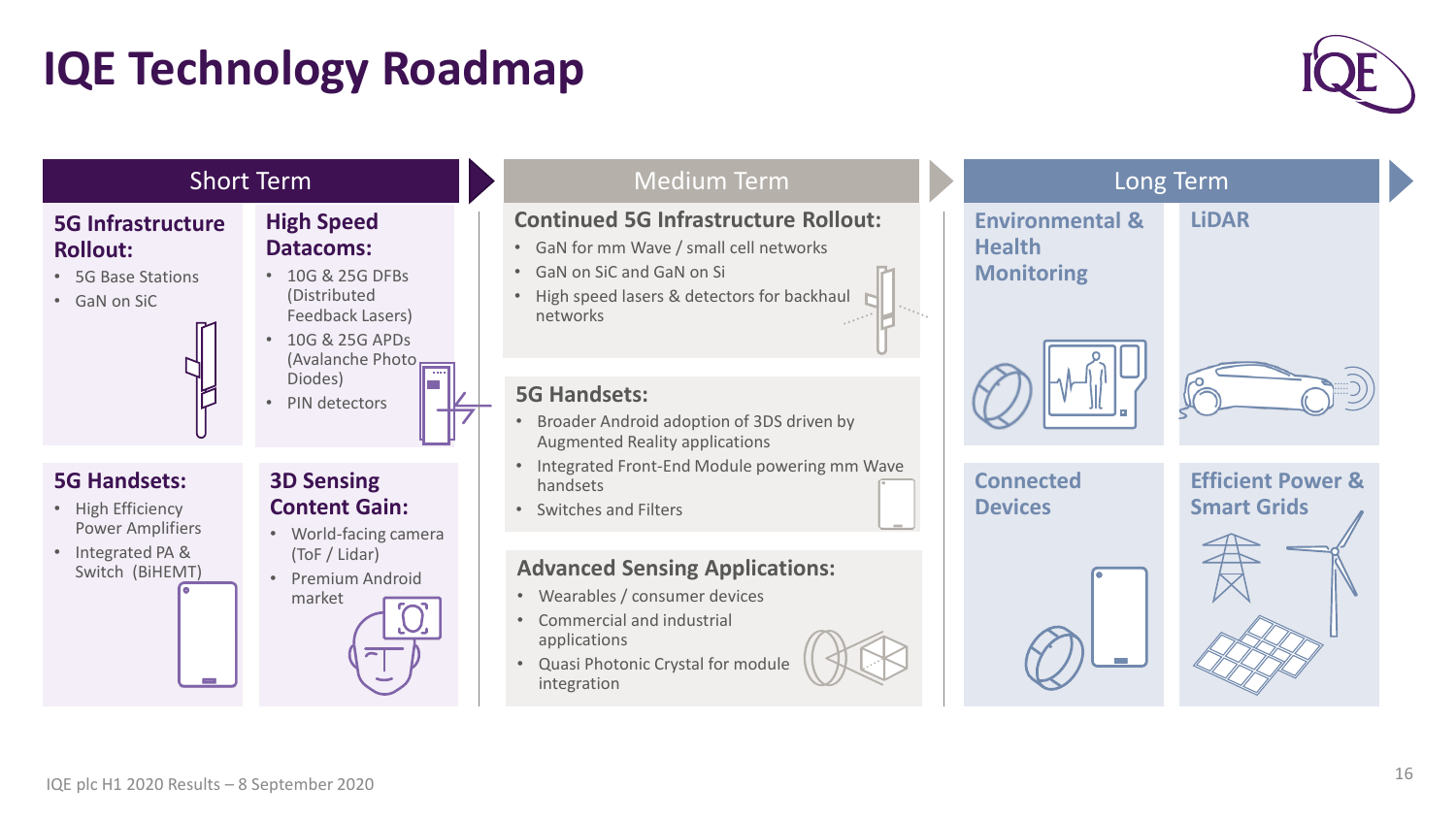# IQE Technology Roadmap

## Short Term

### 5G Infrastructure Rollout:
- 5G Base Stations
- GaN on SiC

### High Speed Datacoms:
- 10G & 25G DFBs (Distributed Feedback Lasers)
- 10G & 25G APDs (Avalanche Photo Diodes)
- PIN detectors

### 5G Handsets:
- High Efficiency Power Amplifiers
- Integrated PA & Switch (BiHEMT)

### 3D Sensing Content Gain:
- World-facing camera (ToF / Lidar)
- Premium Android market

## Medium Term

### Continued 5G Infrastructure Rollout:
- GaN for mm Wave / small cell networks
- GaN on SiC and GaN on Si
- High speed lasers & detectors for backhaul networks

### 5G Handsets:
- Broader Android adoption of 3DS driven by Augmented Reality applications
- Integrated Front-End Module powering mm Wave handsets
- Switches and Filters

### Advanced Sensing Applications:
- Wearables / consumer devices
- Commercial and industrial applications
- Quasi Photonic Crystal for module integration

## Long Term

### Environmental & Health Monitoring

### LiDAR

### Connected Devices

### Efficient Power & Smart Grids

IQE plc H1 2020 Results – 8 September 2020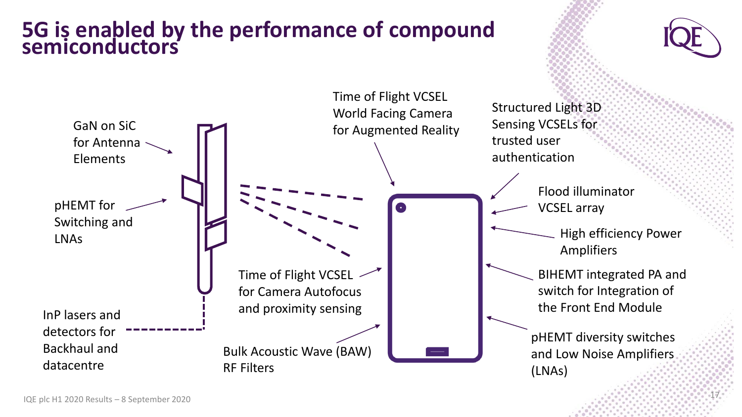# 5G is enabled by the performance of compound semiconductors

GaN on SiC for Antenna Elements

pHEMT for Switching and LNAs

InP lasers and detectors for Backhaul and datacentre

Time of Flight VCSEL World Facing Camera for Augmented Reality

Structured Light 3D Sensing VCSELs for trusted user authentication

Flood illuminator VCSEL array

High efficiency Power Amplifiers

BIHEMT integrated PA and switch for Integration of the Front End Module

pHEMT diversity switches and Low Noise Amplifiers (LNAs)

Time of Flight VCSEL for Camera Autofocus and proximity sensing

Bulk Acoustic Wave (BAW) RF Filters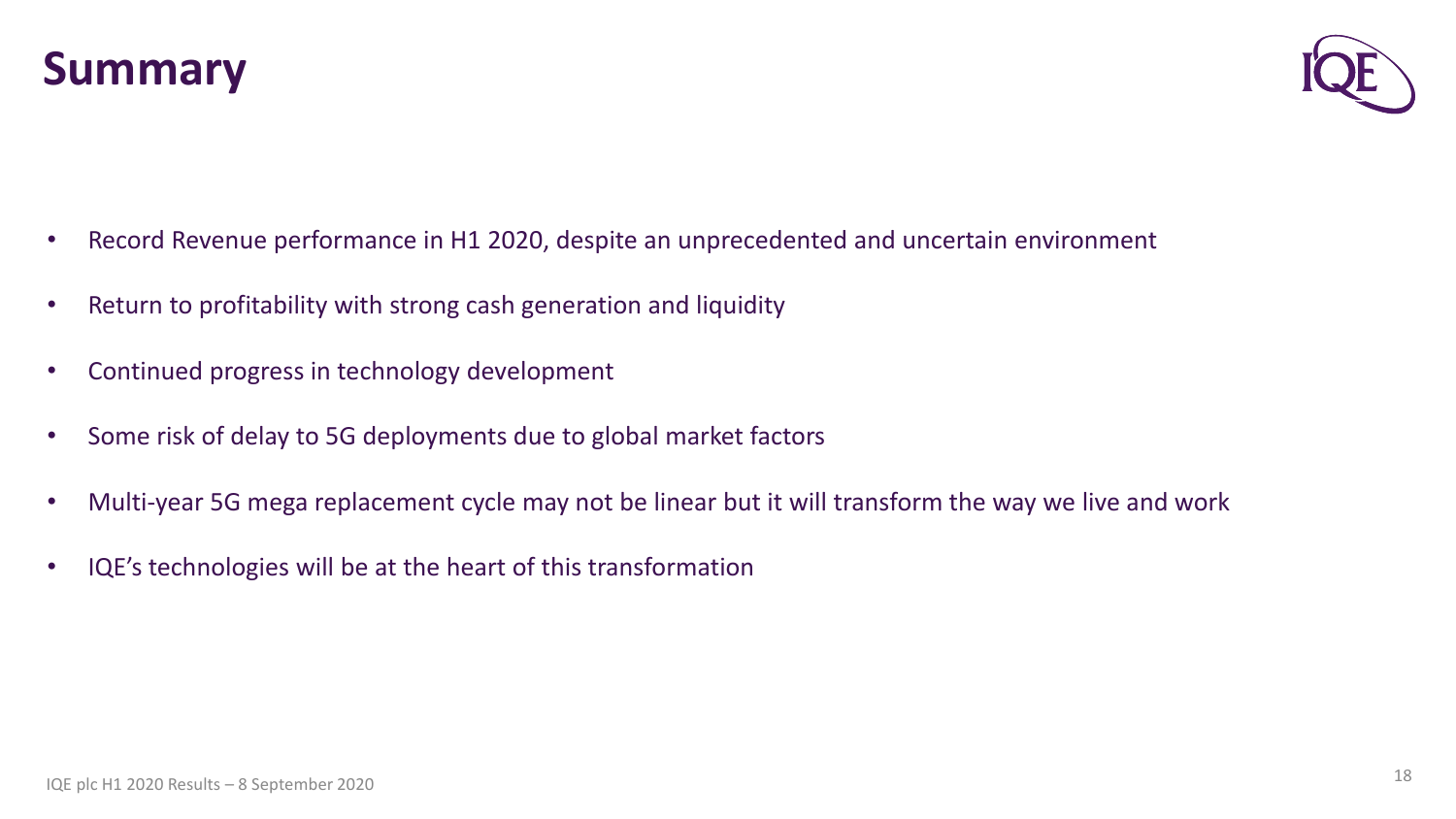# Summary

- Record Revenue performance in H1 2020, despite an unprecedented and uncertain environment
- Return to profitability with strong cash generation and liquidity
- Continued progress in technology development
- Some risk of delay to 5G deployments due to global market factors
- Multi-year 5G mega replacement cycle may not be linear but it will transform the way we live and work
- IQE's technologies will be at the heart of this transformation